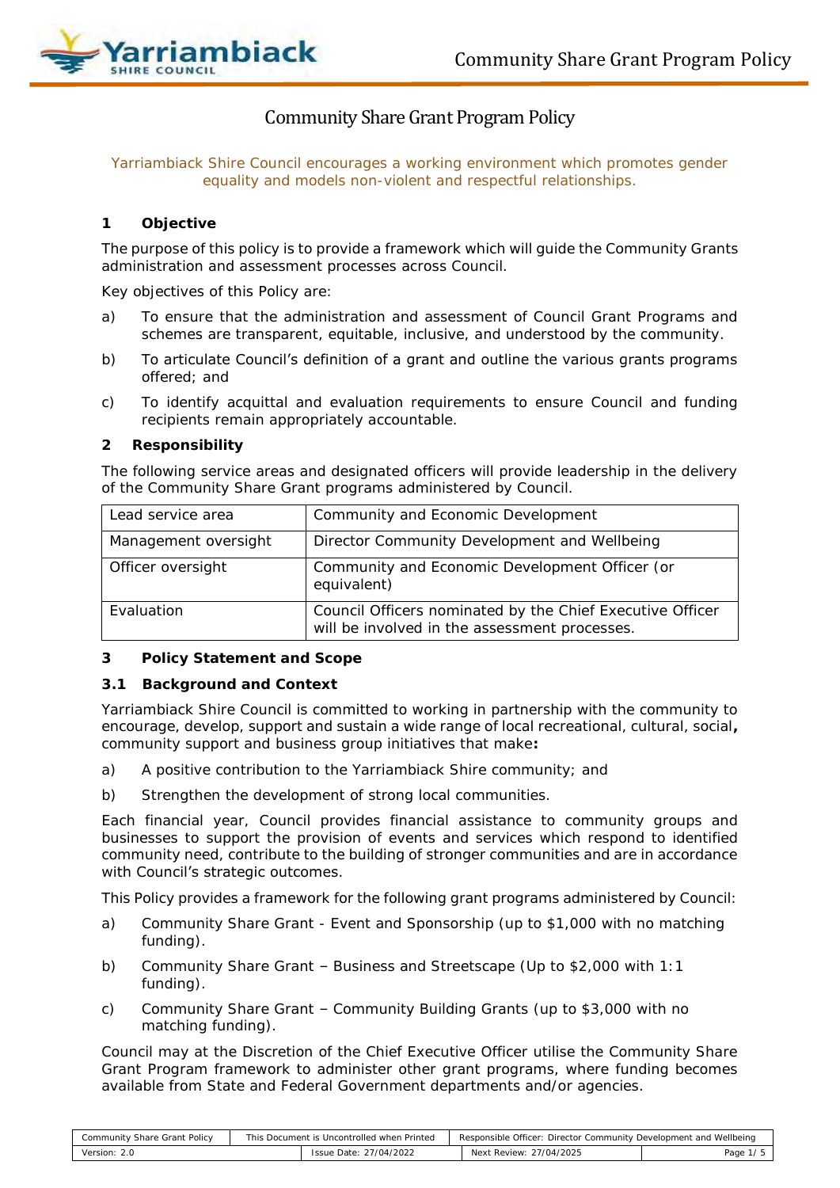# Community Share Grant Program Policy

Yarriambiack Shire Council encourages a working environment which promotes gender equality and models non-violent and respectful relationships.

## 1 Objective

The purpose of this policy is to provide a framework which will guide the Community Grants administration and assessment processes across Council.

Key objectives of this Policy are:

a) To ensure that the administration and assessment of Council Grant Programs and schemes are transparent, equitable, inclusive, and understood by the community.

b) To articulate Council's definition of a grant and outline the various grants programs offered; and

c) To identify acquittal and evaluation requirements to ensure Council and funding recipients remain appropriately accountable.

## 2 Responsibility

The following service areas and designated officers will provide leadership in the delivery of the Community Share Grant programs administered by Council.

| | |
|---|---|
| Lead service area | Community and Economic Development |
| Management oversight | Director Community Development and Wellbeing |
| Officer oversight | Community and Economic Development Officer (or equivalent) |
| Evaluation | Council Officers nominated by the Chief Executive Officer will be involved in the assessment processes. |

## 3 Policy Statement and Scope

### 3.1 Background and Context

Yarriambiack Shire Council is committed to working in partnership with the community to encourage, develop, support and sustain a wide range of local recreational, cultural, social**,** community support and business group initiatives that make**:**

a) A positive contribution to the Yarriambiack Shire community; and

b) Strengthen the development of strong local communities.

Each financial year, Council provides financial assistance to community groups and businesses to support the provision of events and services which respond to identified community need, contribute to the building of stronger communities and are in accordance with Council's strategic outcomes.

This Policy provides a framework for the following grant programs administered by Council:

a) Community Share Grant - Event and Sponsorship (up to $1,000 with no matching funding).

b) Community Share Grant – Business and Streetscape (Up to $2,000 with 1:1 funding).

c) Community Share Grant – Community Building Grants (up to $3,000 with no matching funding).

Council may at the Discretion of the Chief Executive Officer utilise the Community Share Grant Program framework to administer other grant programs, where funding becomes available from State and Federal Government departments and/or agencies.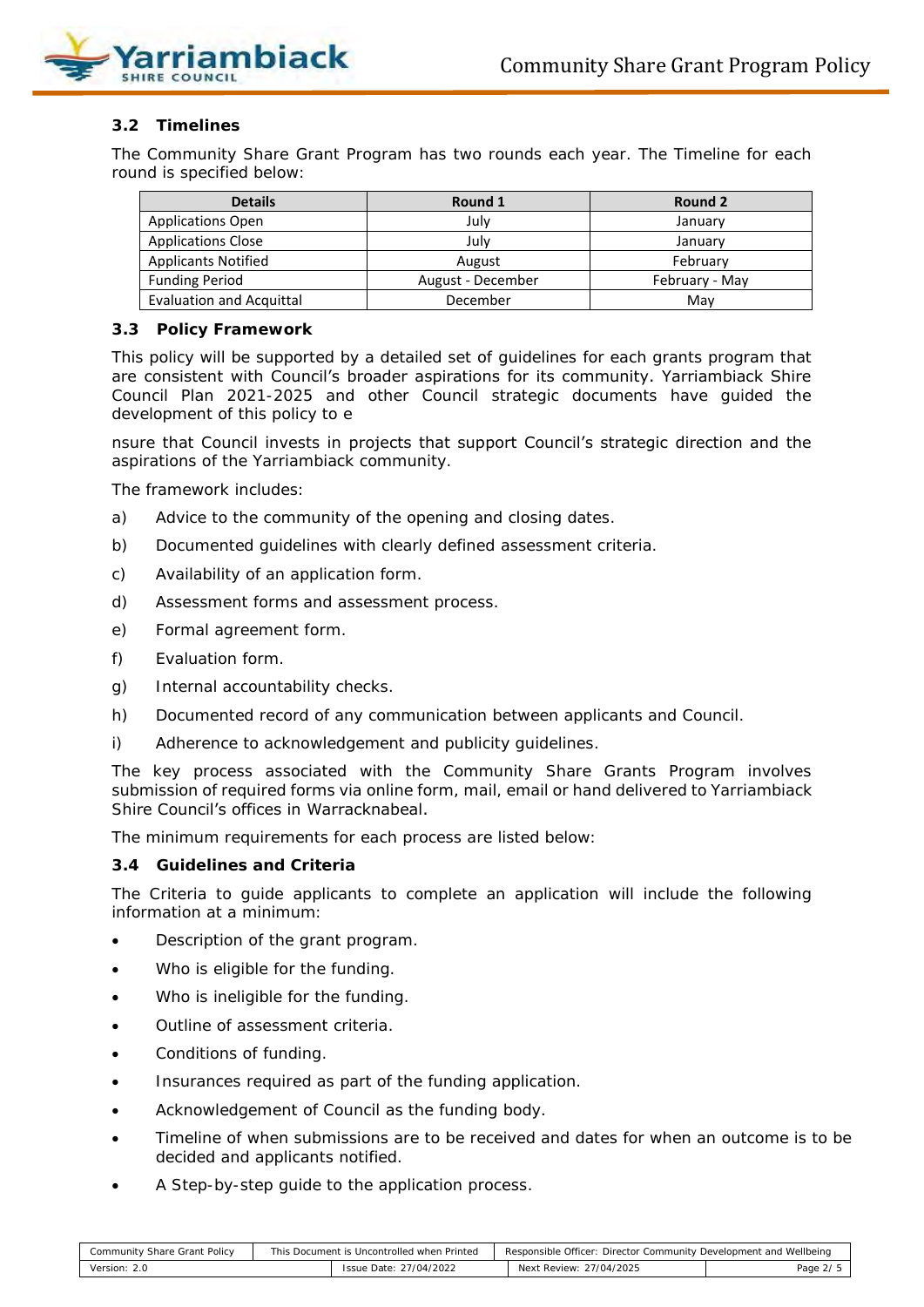### 3.2 Timelines

The Community Share Grant Program has two rounds each year. The Timeline for each round is specified below:

| Details | Round 1 | Round 2 |
| --- | --- | --- |
| Applications Open | July | January |
| Applications Close | July | January |
| Applicants Notified | August | February |
| Funding Period | August - December | February - May |
| Evaluation and Acquittal | December | May |

### 3.3 Policy Framework

This policy will be supported by a detailed set of guidelines for each grants program that are consistent with Council's broader aspirations for its community. Yarriambiack Shire Council Plan 2021-2025 and other Council strategic documents have guided the development of this policy to e

nsure that Council invests in projects that support Council's strategic direction and the aspirations of the Yarriambiack community.

The framework includes:

a) Advice to the community of the opening and closing dates.

b) Documented guidelines with clearly defined assessment criteria.

c) Availability of an application form.

d) Assessment forms and assessment process.

e) Formal agreement form.

f) Evaluation form.

g) Internal accountability checks.

h) Documented record of any communication between applicants and Council.

i) Adherence to acknowledgement and publicity guidelines.

The key process associated with the Community Share Grants Program involves submission of required forms via online form, mail, email or hand delivered to Yarriambiack Shire Council's offices in Warracknabeal.

The minimum requirements for each process are listed below:

### 3.4 Guidelines and Criteria

The Criteria to guide applicants to complete an application will include the following information at a minimum:

- Description of the grant program.
- Who is eligible for the funding.
- Who is ineligible for the funding.
- Outline of assessment criteria.
- Conditions of funding.
- Insurances required as part of the funding application.
- Acknowledgement of Council as the funding body.
- Timeline of when submissions are to be received and dates for when an outcome is to be decided and applicants notified.
- A Step-by-step guide to the application process.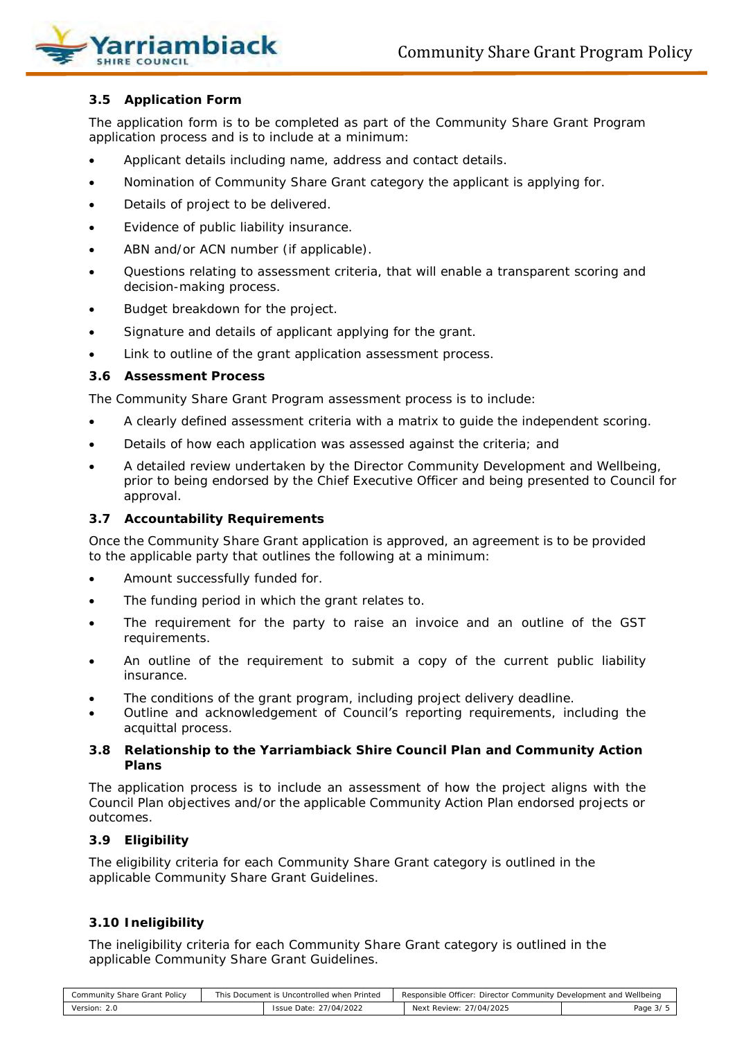### 3.5 Application Form

The application form is to be completed as part of the Community Share Grant Program application process and is to include at a minimum:

- Applicant details including name, address and contact details.
- Nomination of Community Share Grant category the applicant is applying for.
- Details of project to be delivered.
- Evidence of public liability insurance.
- ABN and/or ACN number (if applicable).
- Questions relating to assessment criteria, that will enable a transparent scoring and decision-making process.
- Budget breakdown for the project.
- Signature and details of applicant applying for the grant.
- Link to outline of the grant application assessment process.

### 3.6 Assessment Process

The Community Share Grant Program assessment process is to include:

- A clearly defined assessment criteria with a matrix to guide the independent scoring.
- Details of how each application was assessed against the criteria; and
- A detailed review undertaken by the Director Community Development and Wellbeing, prior to being endorsed by the Chief Executive Officer and being presented to Council for approval.

### 3.7 Accountability Requirements

Once the Community Share Grant application is approved, an agreement is to be provided to the applicable party that outlines the following at a minimum:

- Amount successfully funded for.
- The funding period in which the grant relates to.
- The requirement for the party to raise an invoice and an outline of the GST requirements.
- An outline of the requirement to submit a copy of the current public liability insurance.
- The conditions of the grant program, including project delivery deadline.
- Outline and acknowledgement of Council's reporting requirements, including the acquittal process.

### 3.8 Relationship to the Yarriambiack Shire Council Plan and Community Action Plans

The application process is to include an assessment of how the project aligns with the Council Plan objectives and/or the applicable Community Action Plan endorsed projects or outcomes.

### 3.9 Eligibility

The eligibility criteria for each Community Share Grant category is outlined in the applicable Community Share Grant Guidelines.

### 3.10 Ineligibility

The ineligibility criteria for each Community Share Grant category is outlined in the applicable Community Share Grant Guidelines.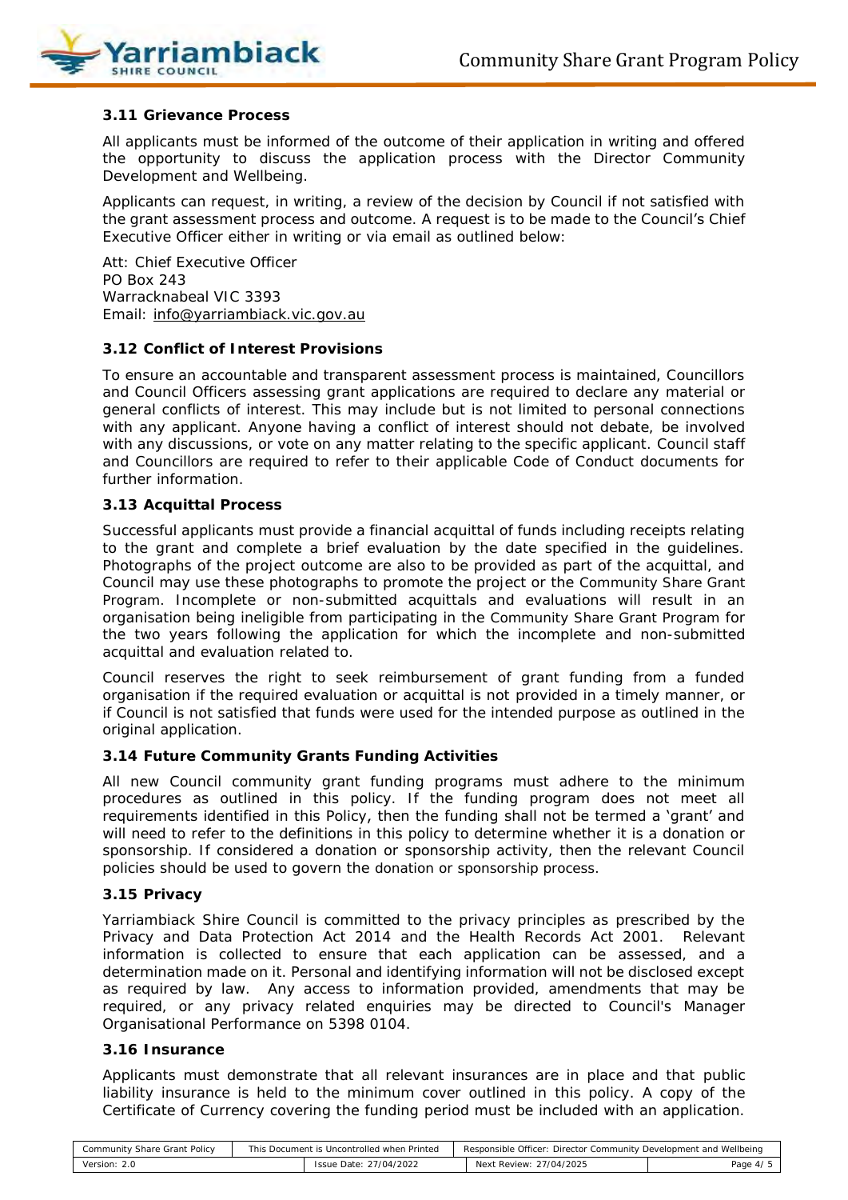### 3.11 Grievance Process

All applicants must be informed of the outcome of their application in writing and offered the opportunity to discuss the application process with the Director Community Development and Wellbeing.

Applicants can request, in writing, a review of the decision by Council if not satisfied with the grant assessment process and outcome. A request is to be made to the Council's Chief Executive Officer either in writing or via email as outlined below:

Att: Chief Executive Officer
PO Box 243
Warracknabeal VIC 3393
Email: info@yarriambiack.vic.gov.au

### 3.12 Conflict of Interest Provisions

To ensure an accountable and transparent assessment process is maintained, Councillors and Council Officers assessing grant applications are required to declare any material or general conflicts of interest. This may include but is not limited to personal connections with any applicant. Anyone having a conflict of interest should not debate, be involved with any discussions, or vote on any matter relating to the specific applicant. Council staff and Councillors are required to refer to their applicable Code of Conduct documents for further information.

### 3.13 Acquittal Process

Successful applicants must provide a financial acquittal of funds including receipts relating to the grant and complete a brief evaluation by the date specified in the guidelines. Photographs of the project outcome are also to be provided as part of the acquittal, and Council may use these photographs to promote the project or the Community Share Grant Program. Incomplete or non-submitted acquittals and evaluations will result in an organisation being ineligible from participating in the Community Share Grant Program for the two years following the application for which the incomplete and non-submitted acquittal and evaluation related to.

Council reserves the right to seek reimbursement of grant funding from a funded organisation if the required evaluation or acquittal is not provided in a timely manner, or if Council is not satisfied that funds were used for the intended purpose as outlined in the original application.

### 3.14 Future Community Grants Funding Activities

All new Council community grant funding programs must adhere to the minimum procedures as outlined in this policy. If the funding program does not meet all requirements identified in this Policy, then the funding shall not be termed a 'grant' and will need to refer to the definitions in this policy to determine whether it is a donation or sponsorship. If considered a donation or sponsorship activity, then the relevant Council policies should be used to govern the donation or sponsorship process.

### 3.15 Privacy

Yarriambiack Shire Council is committed to the privacy principles as prescribed by the Privacy and Data Protection Act 2014 and the Health Records Act 2001. Relevant information is collected to ensure that each application can be assessed, and a determination made on it. Personal and identifying information will not be disclosed except as required by law. Any access to information provided, amendments that may be required, or any privacy related enquiries may be directed to Council's Manager Organisational Performance on 5398 0104.

### 3.16 Insurance

Applicants must demonstrate that all relevant insurances are in place and that public liability insurance is held to the minimum cover outlined in this policy. A copy of the Certificate of Currency covering the funding period must be included with an application.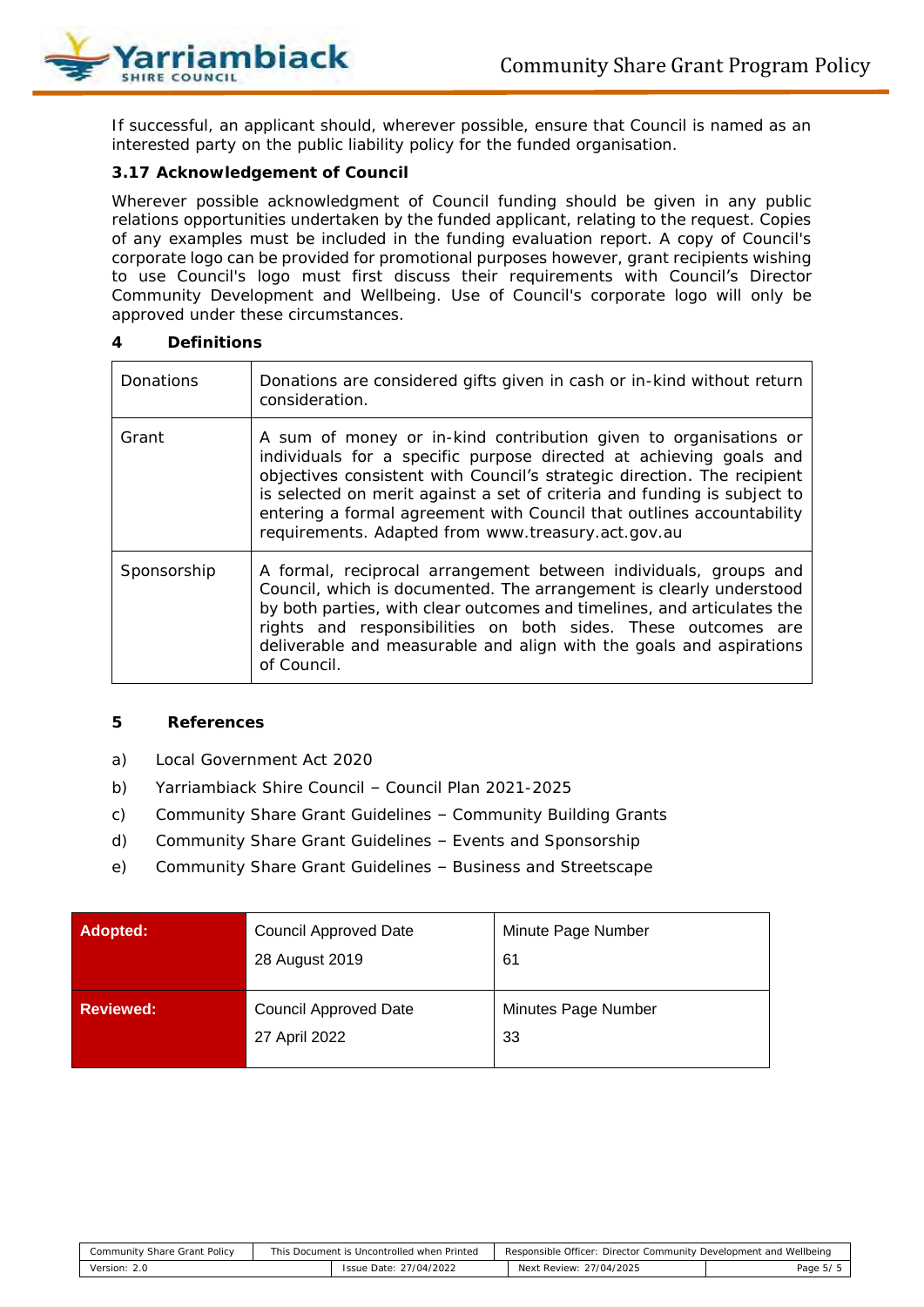If successful, an applicant should, wherever possible, ensure that Council is named as an interested party on the public liability policy for the funded organisation.

### 3.17 Acknowledgement of Council

Wherever possible acknowledgment of Council funding should be given in any public relations opportunities undertaken by the funded applicant, relating to the request. Copies of any examples must be included in the funding evaluation report. A copy of Council's corporate logo can be provided for promotional purposes however, grant recipients wishing to use Council's logo must first discuss their requirements with Council's Director Community Development and Wellbeing. Use of Council's corporate logo will only be approved under these circumstances.

## 4 Definitions

| | |
|---|---|
| Donations | Donations are considered gifts given in cash or in-kind without return consideration. |
| Grant | A sum of money or in-kind contribution given to organisations or individuals for a specific purpose directed at achieving goals and objectives consistent with Council's strategic direction. The recipient is selected on merit against a set of criteria and funding is subject to entering a formal agreement with Council that outlines accountability requirements. Adapted from www.treasury.act.gov.au |
| Sponsorship | A formal, reciprocal arrangement between individuals, groups and Council, which is documented. The arrangement is clearly understood by both parties, with clear outcomes and timelines, and articulates the rights and responsibilities on both sides. These outcomes are deliverable and measurable and align with the goals and aspirations of Council. |

## 5 References

a) Local Government Act 2020

b) Yarriambiack Shire Council – Council Plan 2021-2025

c) Community Share Grant Guidelines – Community Building Grants

d) Community Share Grant Guidelines – Events and Sponsorship

e) Community Share Grant Guidelines – Business and Streetscape

| | | |
|---|---|---|
| **Adopted:** | Council Approved Date<br>28 August 2019 | Minute Page Number<br>61 |
| **Reviewed:** | Council Approved Date<br>27 April 2022 | Minutes Page Number<br>33 |